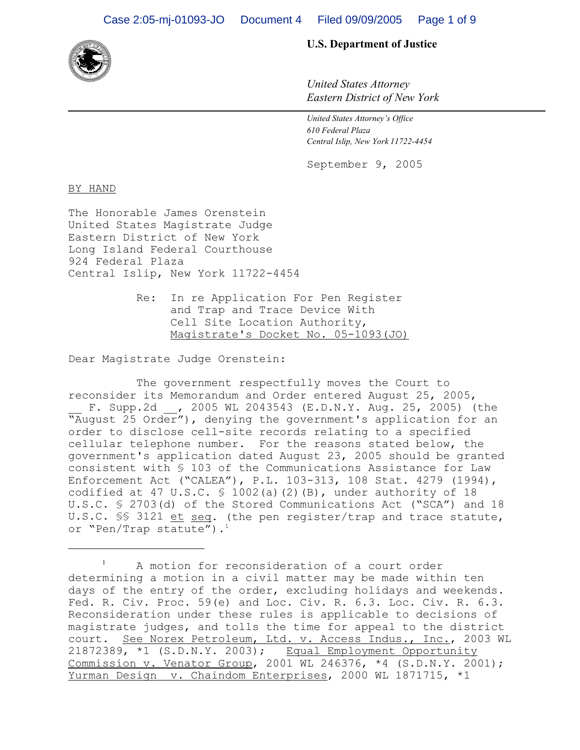**U.S. Department of Justice**

*United States Attorney*
*Eastern District of New York*

*United States Attorney's Office*
*610 Federal Plaza*
*Central Islip, New York 11722-4454*

September 9, 2005

BY HAND

The Honorable James Orenstein
United States Magistrate Judge
Eastern District of New York
Long Island Federal Courthouse
924 Federal Plaza
Central Islip, New York 11722-4454

Re: In re Application For Pen Register and Trap and Trace Device With Cell Site Location Authority, Magistrate's Docket No. 05-1093(JO)

Dear Magistrate Judge Orenstein:

The government respectfully moves the Court to reconsider its Memorandum and Order entered August 25, 2005, __ F. Supp.2d __, 2005 WL 2043543 (E.D.N.Y. Aug. 25, 2005) (the "August 25 Order"), denying the government's application for an order to disclose cell-site records relating to a specified cellular telephone number. For the reasons stated below, the government's application dated August 23, 2005 should be granted consistent with § 103 of the Communications Assistance for Law Enforcement Act ("CALEA"), P.L. 103-313, 108 Stat. 4279 (1994), codified at 47 U.S.C. § 1002(a)(2)(B), under authority of 18 U.S.C. § 2703(d) of the Stored Communications Act ("SCA") and 18 U.S.C. §§ 3121 et seq. (the pen register/trap and trace statute, or "Pen/Trap statute").[1]

[1] A motion for reconsideration of a court order determining a motion in a civil matter may be made within ten days of the entry of the order, excluding holidays and weekends. Fed. R. Civ. Proc. 59(e) and Loc. Civ. R. 6.3. Loc. Civ. R. 6.3. Reconsideration under these rules is applicable to decisions of magistrate judges, and tolls the time for appeal to the district court. See Norex Petroleum, Ltd. v. Access Indus., Inc., 2003 WL 21872389, *1 (S.D.N.Y. 2003); Equal Employment Opportunity Commission v. Venator Group, 2001 WL 246376, *4 (S.D.N.Y. 2001); Yurman Design v. Chaindom Enterprises, 2000 WL 1871715, *1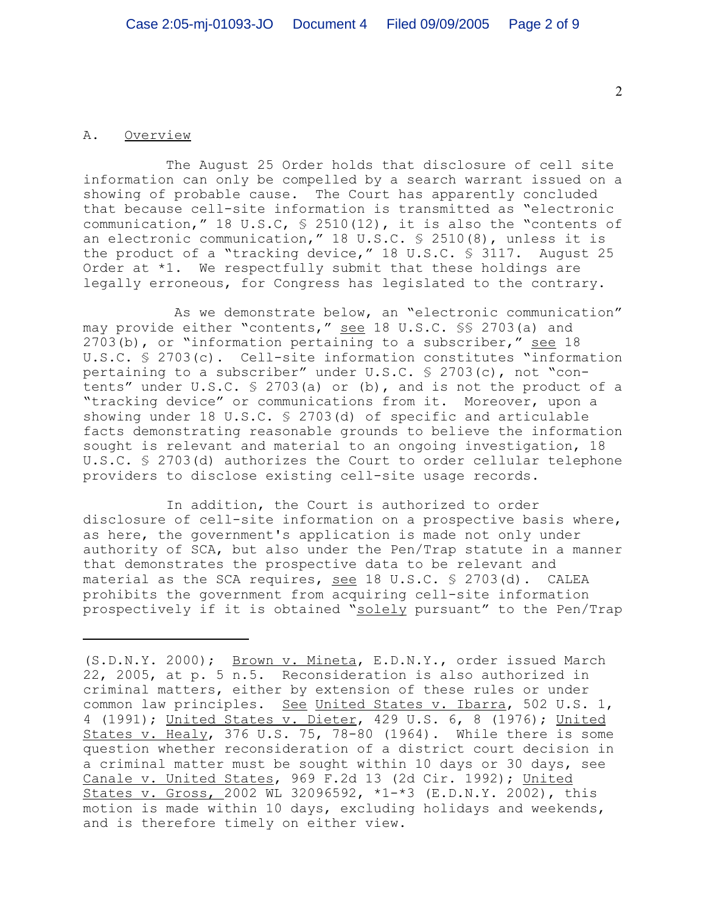A. Overview

The August 25 Order holds that disclosure of cell site information can only be compelled by a search warrant issued on a showing of probable cause. The Court has apparently concluded that because cell-site information is transmitted as "electronic communication," 18 U.S.C, § 2510(12), it is also the "contents of an electronic communication," 18 U.S.C. § 2510(8), unless it is the product of a "tracking device," 18 U.S.C. § 3117. August 25 Order at *1. We respectfully submit that these holdings are legally erroneous, for Congress has legislated to the contrary.

As we demonstrate below, an "electronic communication" may provide either "contents," see 18 U.S.C. §§ 2703(a) and 2703(b), or "information pertaining to a subscriber," see 18 U.S.C. § 2703(c). Cell-site information constitutes "information pertaining to a subscriber" under U.S.C. § 2703(c), not "contents" under U.S.C. § 2703(a) or (b), and is not the product of a "tracking device" or communications from it. Moreover, upon a showing under 18 U.S.C. § 2703(d) of specific and articulable facts demonstrating reasonable grounds to believe the information sought is relevant and material to an ongoing investigation, 18 U.S.C. § 2703(d) authorizes the Court to order cellular telephone providers to disclose existing cell-site usage records.

In addition, the Court is authorized to order disclosure of cell-site information on a prospective basis where, as here, the government's application is made not only under authority of SCA, but also under the Pen/Trap statute in a manner that demonstrates the prospective data to be relevant and material as the SCA requires, see 18 U.S.C. § 2703(d). CALEA prohibits the government from acquiring cell-site information prospectively if it is obtained "solely pursuant" to the Pen/Trap

---

(S.D.N.Y. 2000); Brown v. Mineta, E.D.N.Y., order issued March 22, 2005, at p. 5 n.5. Reconsideration is also authorized in criminal matters, either by extension of these rules or under common law principles. See United States v. Ibarra, 502 U.S. 1, 4 (1991); United States v. Dieter, 429 U.S. 6, 8 (1976); United States v. Healy, 376 U.S. 75, 78-80 (1964). While there is some question whether reconsideration of a district court decision in a criminal matter must be sought within 10 days or 30 days, see Canale v. United States, 969 F.2d 13 (2d Cir. 1992); United States v. Gross, 2002 WL 32096592, *1-*3 (E.D.N.Y. 2002), this motion is made within 10 days, excluding holidays and weekends, and is therefore timely on either view.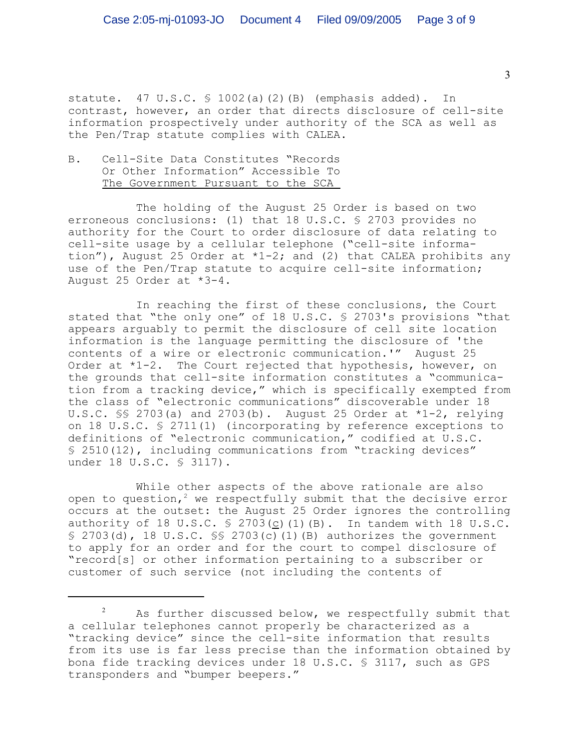statute. 47 U.S.C. § 1002(a)(2)(B) (emphasis added). In contrast, however, an order that directs disclosure of cell-site information prospectively under authority of the SCA as well as the Pen/Trap statute complies with CALEA.

B. Cell-Site Data Constitutes "Records Or Other Information" Accessible To The Government Pursuant to the SCA

The holding of the August 25 Order is based on two erroneous conclusions: (1) that 18 U.S.C. § 2703 provides no authority for the Court to order disclosure of data relating to cell-site usage by a cellular telephone ("cell-site information"), August 25 Order at *1-2; and (2) that CALEA prohibits any use of the Pen/Trap statute to acquire cell-site information; August 25 Order at *3-4.

In reaching the first of these conclusions, the Court stated that "the only one" of 18 U.S.C. § 2703's provisions "that appears arguably to permit the disclosure of cell site location information is the language permitting the disclosure of 'the contents of a wire or electronic communication.'" August 25 Order at *1-2. The Court rejected that hypothesis, however, on the grounds that cell-site information constitutes a "communication from a tracking device," which is specifically exempted from the class of "electronic communications" discoverable under 18 U.S.C. §§ 2703(a) and 2703(b). August 25 Order at *1-2, relying on 18 U.S.C. § 2711(1) (incorporating by reference exceptions to definitions of "electronic communication," codified at U.S.C. § 2510(12), including communications from "tracking devices" under 18 U.S.C. § 3117).

While other aspects of the above rationale are also open to question,[2] we respectfully submit that the decisive error occurs at the outset: the August 25 Order ignores the controlling authority of 18 U.S.C. § 2703(c)(1)(B). In tandem with 18 U.S.C. § 2703(d), 18 U.S.C. §§ 2703(c)(1)(B) authorizes the government to apply for an order and for the court to compel disclosure of "record[s] or other information pertaining to a subscriber or customer of such service (not including the contents of

---

[2] As further discussed below, we respectfully submit that a cellular telephones cannot properly be characterized as a "tracking device" since the cell-site information that results from its use is far less precise than the information obtained by bona fide tracking devices under 18 U.S.C. § 3117, such as GPS transponders and "bumper beepers."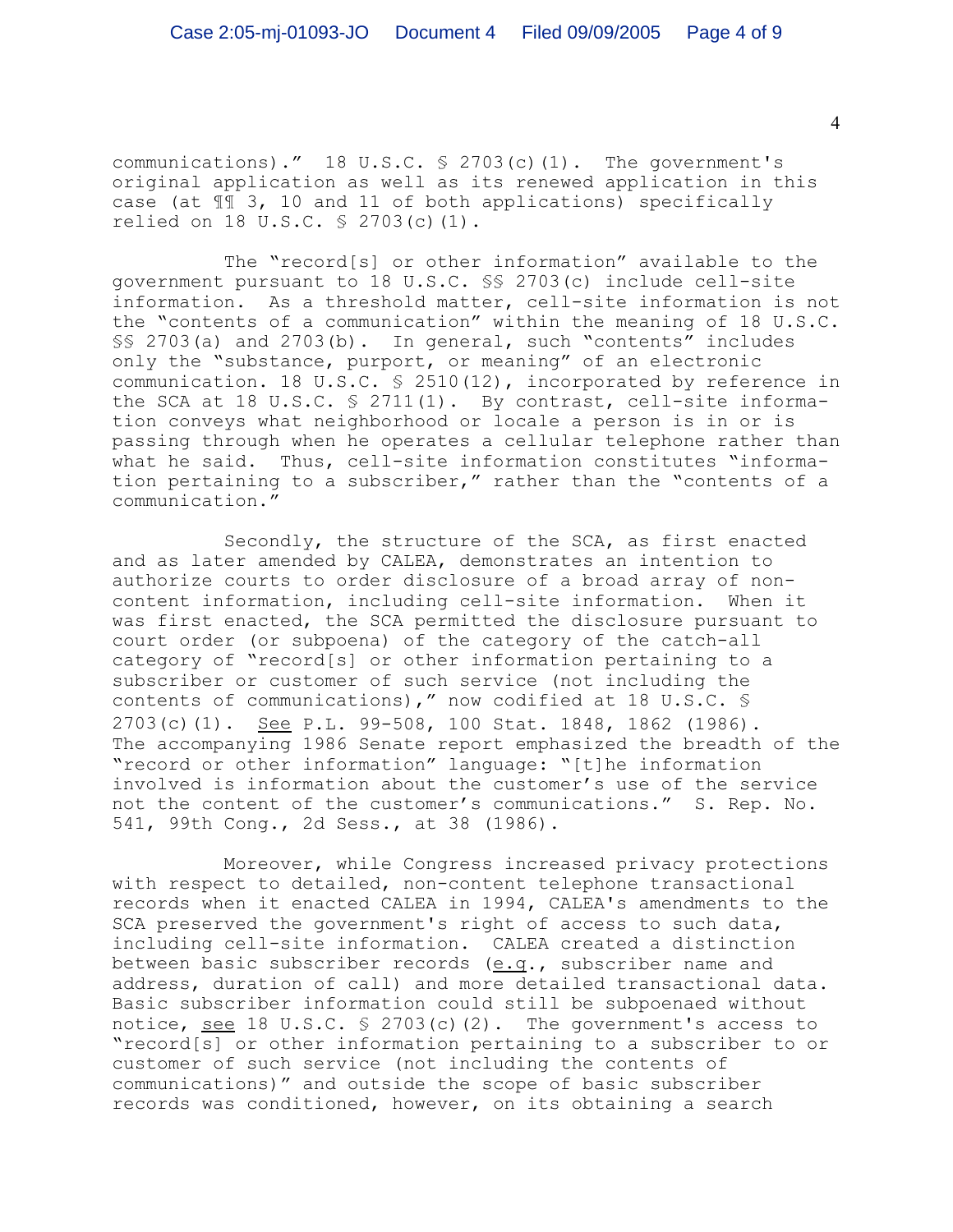communications)." 18 U.S.C. § 2703(c)(1). The government's original application as well as its renewed application in this case (at ¶¶ 3, 10 and 11 of both applications) specifically relied on 18 U.S.C. § 2703(c)(1).

The "record[s] or other information" available to the government pursuant to 18 U.S.C. §§ 2703(c) include cell-site information. As a threshold matter, cell-site information is not the "contents of a communication" within the meaning of 18 U.S.C. §§ 2703(a) and 2703(b). In general, such "contents" includes only the "substance, purport, or meaning" of an electronic communication. 18 U.S.C. § 2510(12), incorporated by reference in the SCA at 18 U.S.C. § 2711(1). By contrast, cell-site information conveys what neighborhood or locale a person is in or is passing through when he operates a cellular telephone rather than what he said. Thus, cell-site information constitutes "information pertaining to a subscriber," rather than the "contents of a communication."

Secondly, the structure of the SCA, as first enacted and as later amended by CALEA, demonstrates an intention to authorize courts to order disclosure of a broad array of non-content information, including cell-site information. When it was first enacted, the SCA permitted the disclosure pursuant to court order (or subpoena) of the category of the catch-all category of "record[s] or other information pertaining to a subscriber or customer of such service (not including the contents of communications)," now codified at 18 U.S.C. § 2703(c)(1). See P.L. 99-508, 100 Stat. 1848, 1862 (1986). The accompanying 1986 Senate report emphasized the breadth of the "record or other information" language: "[t]he information involved is information about the customer's use of the service not the content of the customer's communications." S. Rep. No. 541, 99th Cong., 2d Sess., at 38 (1986).

Moreover, while Congress increased privacy protections with respect to detailed, non-content telephone transactional records when it enacted CALEA in 1994, CALEA's amendments to the SCA preserved the government's right of access to such data, including cell-site information. CALEA created a distinction between basic subscriber records (e.g., subscriber name and address, duration of call) and more detailed transactional data. Basic subscriber information could still be subpoenaed without notice, see 18 U.S.C. § 2703(c)(2). The government's access to "record[s] or other information pertaining to a subscriber to or customer of such service (not including the contents of communications)" and outside the scope of basic subscriber records was conditioned, however, on its obtaining a search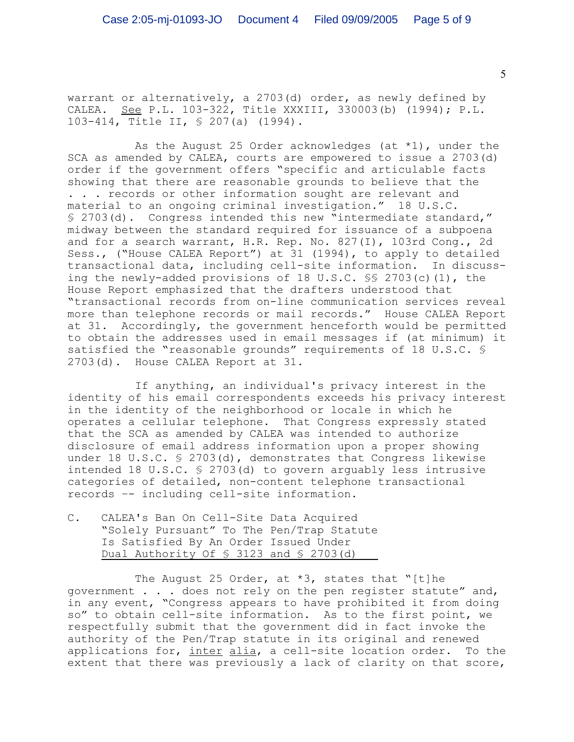warrant or alternatively, a 2703(d) order, as newly defined by CALEA. See P.L. 103-322, Title XXXIII, 330003(b) (1994); P.L. 103-414, Title II, § 207(a) (1994).

As the August 25 Order acknowledges (at *1), under the SCA as amended by CALEA, courts are empowered to issue a 2703(d) order if the government offers "specific and articulable facts showing that there are reasonable grounds to believe that the . . . records or other information sought are relevant and material to an ongoing criminal investigation." 18 U.S.C. § 2703(d). Congress intended this new "intermediate standard," midway between the standard required for issuance of a subpoena and for a search warrant, H.R. Rep. No. 827(I), 103rd Cong., 2d Sess., ("House CALEA Report") at 31 (1994), to apply to detailed transactional data, including cell-site information. In discussing the newly-added provisions of 18 U.S.C. §§ 2703(c)(1), the House Report emphasized that the drafters understood that "transactional records from on-line communication services reveal more than telephone records or mail records." House CALEA Report at 31. Accordingly, the government henceforth would be permitted to obtain the addresses used in email messages if (at minimum) it satisfied the "reasonable grounds" requirements of 18 U.S.C. § 2703(d). House CALEA Report at 31.

If anything, an individual's privacy interest in the identity of his email correspondents exceeds his privacy interest in the identity of the neighborhood or locale in which he operates a cellular telephone. That Congress expressly stated that the SCA as amended by CALEA was intended to authorize disclosure of email address information upon a proper showing under 18 U.S.C. § 2703(d), demonstrates that Congress likewise intended 18 U.S.C. § 2703(d) to govern arguably less intrusive categories of detailed, non-content telephone transactional records -- including cell-site information.

C. CALEA's Ban On Cell-Site Data Acquired "Solely Pursuant" To The Pen/Trap Statute Is Satisfied By An Order Issued Under Dual Authority Of § 3123 and § 2703(d)

The August 25 Order, at *3, states that "[t]he government . . . does not rely on the pen register statute" and, in any event, "Congress appears to have prohibited it from doing so" to obtain cell-site information. As to the first point, we respectfully submit that the government did in fact invoke the authority of the Pen/Trap statute in its original and renewed applications for, inter alia, a cell-site location order. To the extent that there was previously a lack of clarity on that score,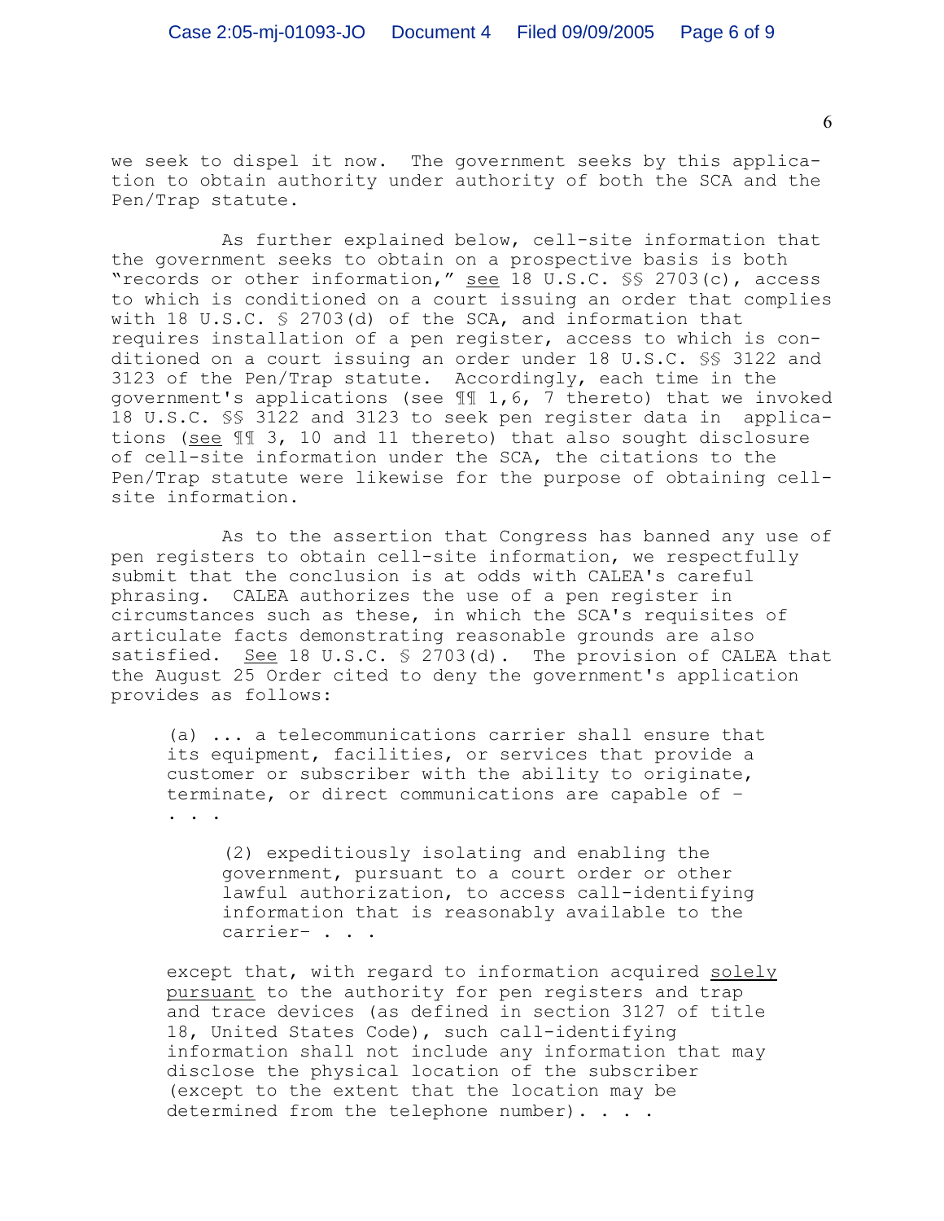we seek to dispel it now. The government seeks by this application to obtain authority under authority of both the SCA and the Pen/Trap statute.

As further explained below, cell-site information that the government seeks to obtain on a prospective basis is both "records or other information," see 18 U.S.C. §§ 2703(c), access to which is conditioned on a court issuing an order that complies with 18 U.S.C. § 2703(d) of the SCA, and information that requires installation of a pen register, access to which is conditioned on a court issuing an order under 18 U.S.C. §§ 3122 and 3123 of the Pen/Trap statute. Accordingly, each time in the government's applications (see ¶¶ 1,6, 7 thereto) that we invoked 18 U.S.C. §§ 3122 and 3123 to seek pen register data in applications (see ¶¶ 3, 10 and 11 thereto) that also sought disclosure of cell-site information under the SCA, the citations to the Pen/Trap statute were likewise for the purpose of obtaining cell-site information.

As to the assertion that Congress has banned any use of pen registers to obtain cell-site information, we respectfully submit that the conclusion is at odds with CALEA's careful phrasing. CALEA authorizes the use of a pen register in circumstances such as these, in which the SCA's requisites of articulate facts demonstrating reasonable grounds are also satisfied. See 18 U.S.C. § 2703(d). The provision of CALEA that the August 25 Order cited to deny the government's application provides as follows:

> (a) ... a telecommunications carrier shall ensure that its equipment, facilities, or services that provide a customer or subscriber with the ability to originate, terminate, or direct communications are capable of – . . .
>
> > (2) expeditiously isolating and enabling the government, pursuant to a court order or other lawful authorization, to access call-identifying information that is reasonably available to the carrier– . . .
>
> except that, with regard to information acquired solely pursuant to the authority for pen registers and trap and trace devices (as defined in section 3127 of title 18, United States Code), such call-identifying information shall not include any information that may disclose the physical location of the subscriber (except to the extent that the location may be determined from the telephone number). . . .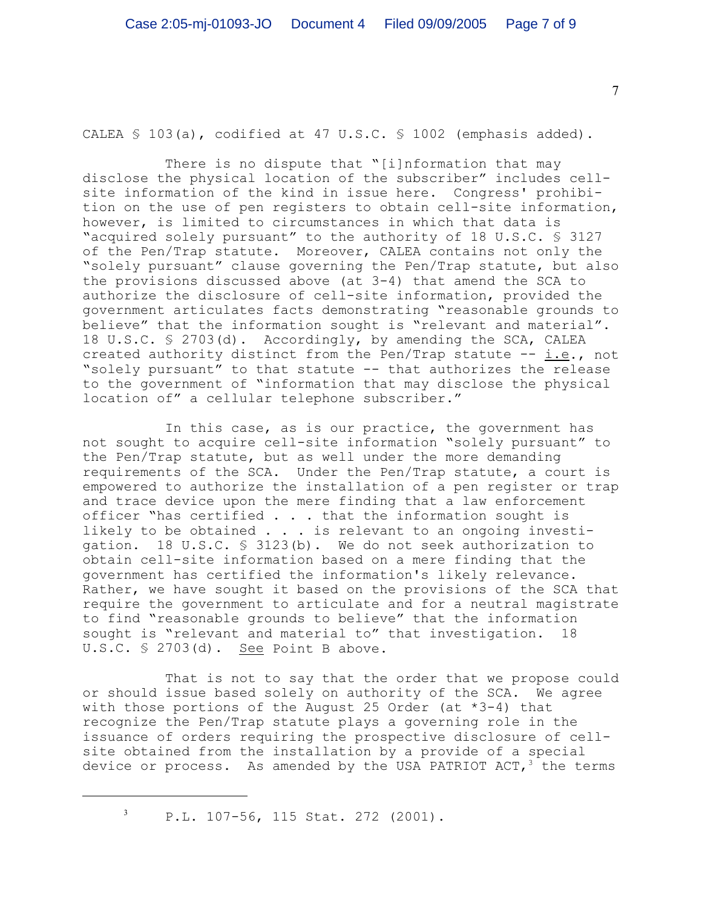CALEA § 103(a), codified at 47 U.S.C. § 1002 (emphasis added).

There is no dispute that "[i]nformation that may disclose the physical location of the subscriber" includes cell-site information of the kind in issue here. Congress' prohibition on the use of pen registers to obtain cell-site information, however, is limited to circumstances in which that data is "acquired solely pursuant" to the authority of 18 U.S.C. § 3127 of the Pen/Trap statute. Moreover, CALEA contains not only the "solely pursuant" clause governing the Pen/Trap statute, but also the provisions discussed above (at 3-4) that amend the SCA to authorize the disclosure of cell-site information, provided the government articulates facts demonstrating "reasonable grounds to believe" that the information sought is "relevant and material". 18 U.S.C. § 2703(d). Accordingly, by amending the SCA, CALEA created authority distinct from the Pen/Trap statute -- i.e., not "solely pursuant" to that statute -- that authorizes the release to the government of "information that may disclose the physical location of" a cellular telephone subscriber."

In this case, as is our practice, the government has not sought to acquire cell-site information "solely pursuant" to the Pen/Trap statute, but as well under the more demanding requirements of the SCA. Under the Pen/Trap statute, a court is empowered to authorize the installation of a pen register or trap and trace device upon the mere finding that a law enforcement officer "has certified . . . that the information sought is likely to be obtained . . . is relevant to an ongoing investigation. 18 U.S.C. § 3123(b). We do not seek authorization to obtain cell-site information based on a mere finding that the government has certified the information's likely relevance. Rather, we have sought it based on the provisions of the SCA that require the government to articulate and for a neutral magistrate to find "reasonable grounds to believe" that the information sought is "relevant and material to" that investigation. 18 U.S.C. § 2703(d). See Point B above.

That is not to say that the order that we propose could or should issue based solely on authority of the SCA. We agree with those portions of the August 25 Order (at *3-4) that recognize the Pen/Trap statute plays a governing role in the issuance of orders requiring the prospective disclosure of cell-site obtained from the installation by a provide of a special device or process. As amended by the USA PATRIOT ACT,[3] the terms

---

[3] P.L. 107-56, 115 Stat. 272 (2001).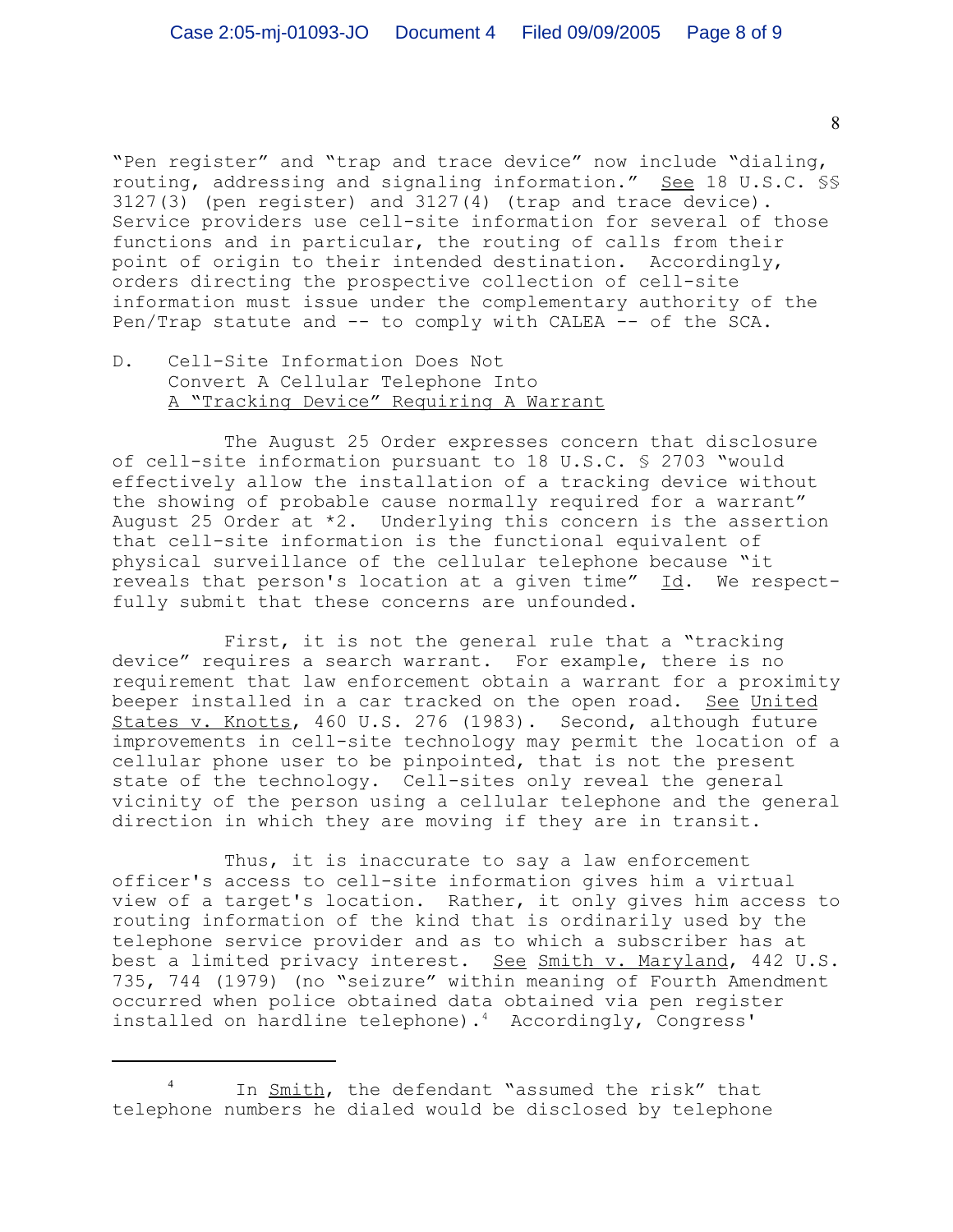"Pen register" and "trap and trace device" now include "dialing, routing, addressing and signaling information." See 18 U.S.C. §§ 3127(3) (pen register) and 3127(4) (trap and trace device). Service providers use cell-site information for several of those functions and in particular, the routing of calls from their point of origin to their intended destination. Accordingly, orders directing the prospective collection of cell-site information must issue under the complementary authority of the Pen/Trap statute and -- to comply with CALEA -- of the SCA.

### D. Cell-Site Information Does Not Convert A Cellular Telephone Into A "Tracking Device" Requiring A Warrant

The August 25 Order expresses concern that disclosure of cell-site information pursuant to 18 U.S.C. § 2703 "would effectively allow the installation of a tracking device without the showing of probable cause normally required for a warrant" August 25 Order at *2. Underlying this concern is the assertion that cell-site information is the functional equivalent of physical surveillance of the cellular telephone because "it reveals that person's location at a given time" Id. We respectfully submit that these concerns are unfounded.

First, it is not the general rule that a "tracking device" requires a search warrant. For example, there is no requirement that law enforcement obtain a warrant for a proximity beeper installed in a car tracked on the open road. See United States v. Knotts, 460 U.S. 276 (1983). Second, although future improvements in cell-site technology may permit the location of a cellular phone user to be pinpointed, that is not the present state of the technology. Cell-sites only reveal the general vicinity of the person using a cellular telephone and the general direction in which they are moving if they are in transit.

Thus, it is inaccurate to say a law enforcement officer's access to cell-site information gives him a virtual view of a target's location. Rather, it only gives him access to routing information of the kind that is ordinarily used by the telephone service provider and as to which a subscriber has at best a limited privacy interest. See Smith v. Maryland, 442 U.S. 735, 744 (1979) (no "seizure" within meaning of Fourth Amendment occurred when police obtained data obtained via pen register installed on hardline telephone).[4] Accordingly, Congress'

---

[4] In Smith, the defendant "assumed the risk" that telephone numbers he dialed would be disclosed by telephone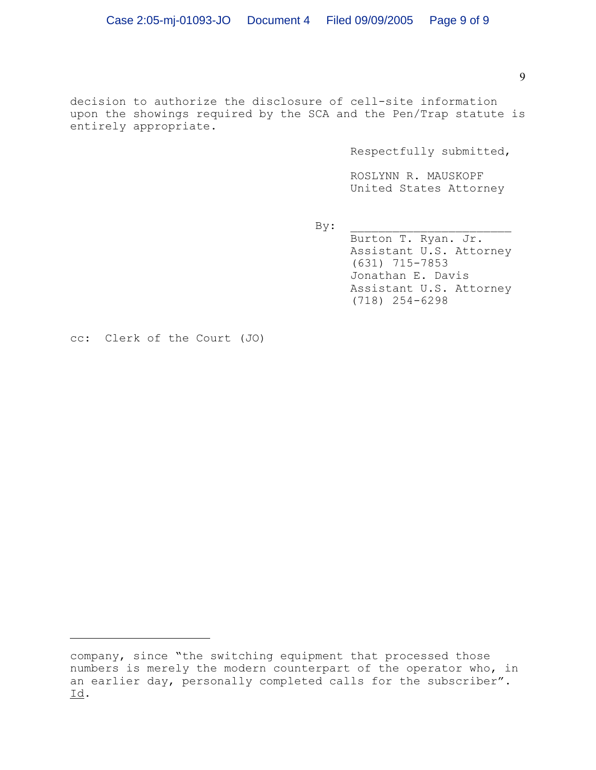decision to authorize the disclosure of cell-site information upon the showings required by the SCA and the Pen/Trap statute is entirely appropriate.

Respectfully submitted,

ROSLYNN R. MAUSKOPF
United States Attorney

By: ______________________
Burton T. Ryan. Jr.
Assistant U.S. Attorney
(631) 715-7853
Jonathan E. Davis
Assistant U.S. Attorney
(718) 254-6298

cc: Clerk of the Court (JO)

---

company, since "the switching equipment that processed those numbers is merely the modern counterpart of the operator who, in an earlier day, personally completed calls for the subscriber". Id.